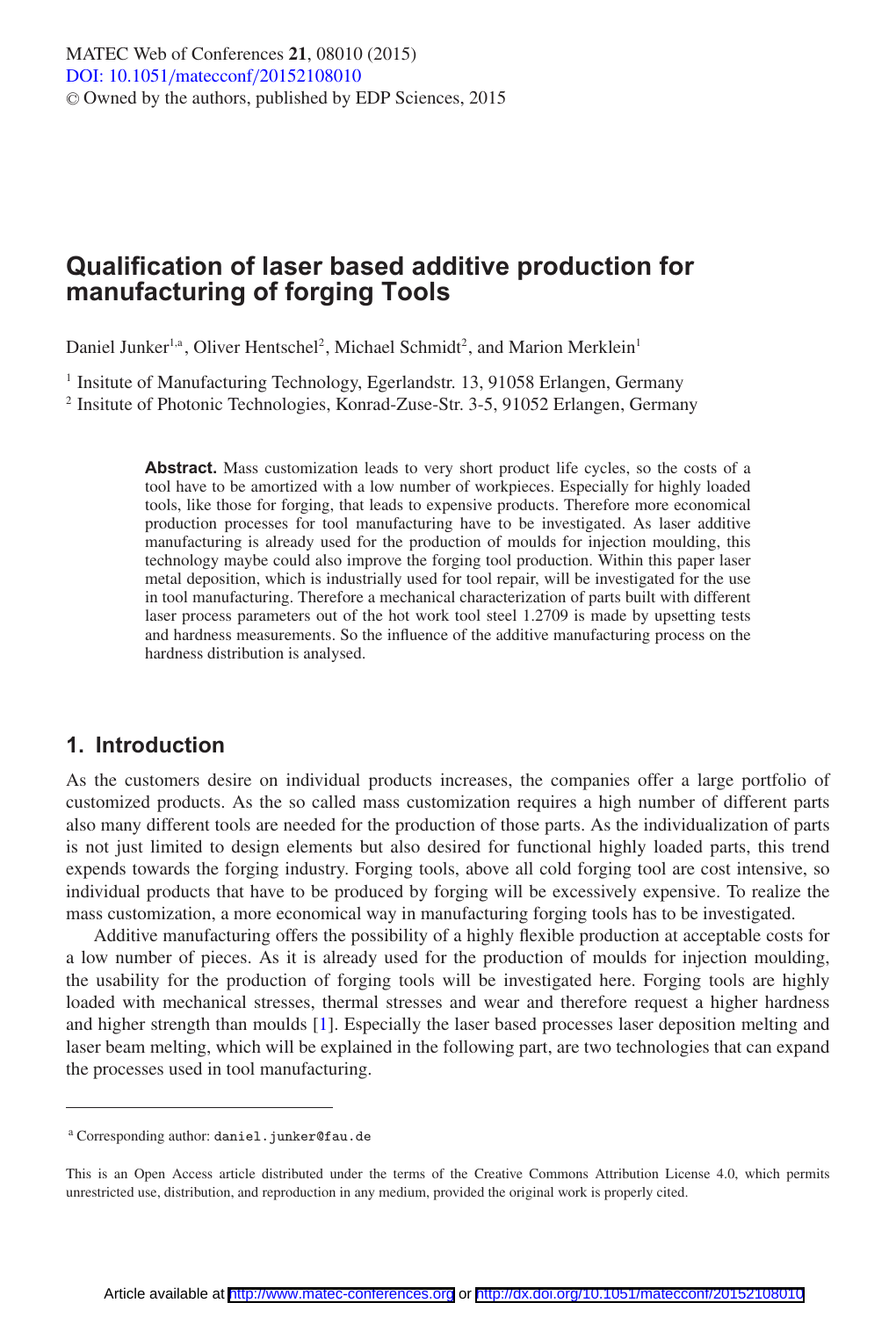# Qualification of laser based additive production for manufacturing of forging Tools

Daniel Junker[1,a], Oliver Hentschel[2], Michael Schmidt[2], and Marion Merklein[1]

[1] Insitute of Manufacturing Technology, Egerlandstr. 13, 91058 Erlangen, Germany
[2] Insitute of Photonic Technologies, Konrad-Zuse-Str. 3-5, 91052 Erlangen, Germany

**Abstract.** Mass customization leads to very short product life cycles, so the costs of a tool have to be amortized with a low number of workpieces. Especially for highly loaded tools, like those for forging, that leads to expensive products. Therefore more economical production processes for tool manufacturing have to be investigated. As laser additive manufacturing is already used for the production of moulds for injection moulding, this technology maybe could also improve the forging tool production. Within this paper laser metal deposition, which is industrially used for tool repair, will be investigated for the use in tool manufacturing. Therefore a mechanical characterization of parts built with different laser process parameters out of the hot work tool steel 1.2709 is made by upsetting tests and hardness measurements. So the influence of the additive manufacturing process on the hardness distribution is analysed.

## 1. Introduction

As the customers desire on individual products increases, the companies offer a large portfolio of customized products. As the so called mass customization requires a high number of different parts also many different tools are needed for the production of those parts. As the individualization of parts is not just limited to design elements but also desired for functional highly loaded parts, this trend expends towards the forging industry. Forging tools, above all cold forging tool are cost intensive, so individual products that have to be produced by forging will be excessively expensive. To realize the mass customization, a more economical way in manufacturing forging tools has to be investigated.

Additive manufacturing offers the possibility of a highly flexible production at acceptable costs for a low number of pieces. As it is already used for the production of moulds for injection moulding, the usability for the production of forging tools will be investigated here. Forging tools are highly loaded with mechanical stresses, thermal stresses and wear and therefore request a higher hardness and higher strength than moulds [1]. Especially the laser based processes laser deposition melting and laser beam melting, which will be explained in the following part, are two technologies that can expand the processes used in tool manufacturing.

[a] Corresponding author: daniel.junker@fau.de

This is an Open Access article distributed under the terms of the Creative Commons Attribution License 4.0, which permits unrestricted use, distribution, and reproduction in any medium, provided the original work is properly cited.

Article available at http://www.matec-conferences.org or http://dx.doi.org/10.1051/matecconf/20152108010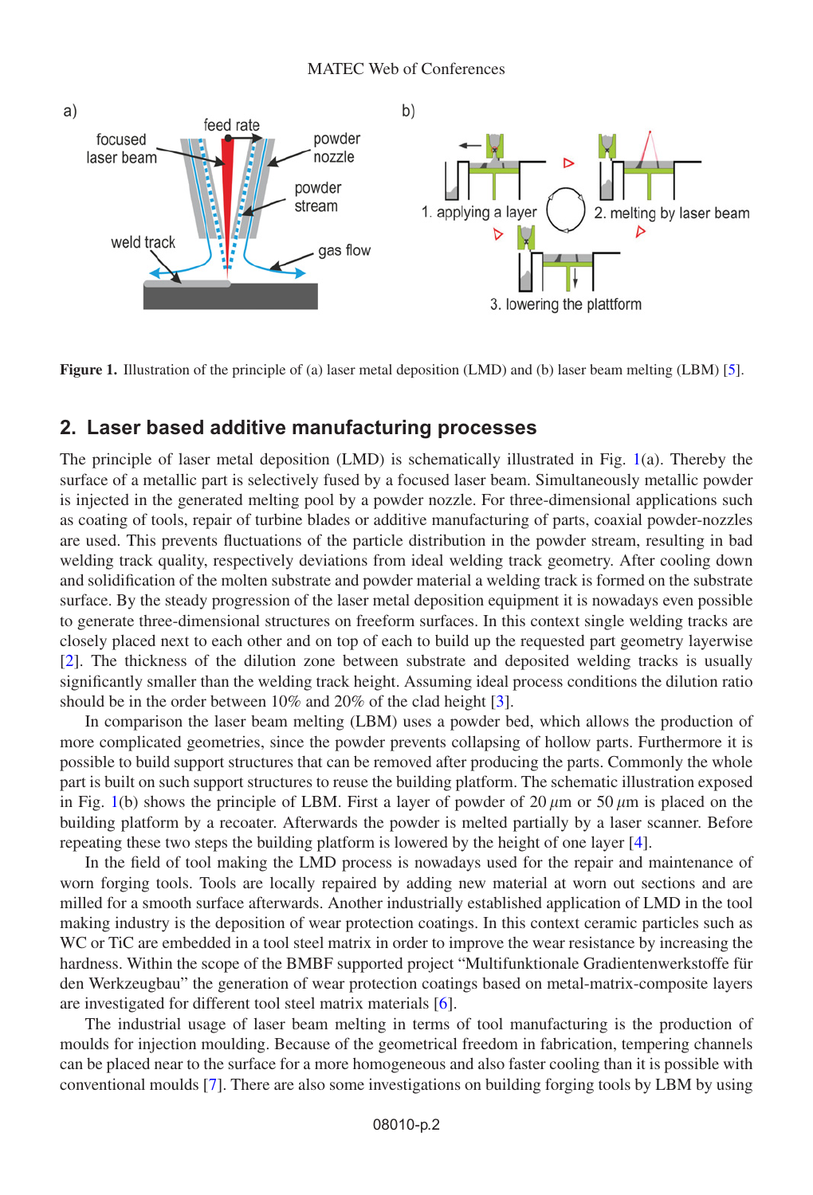Figure 1. Illustration of the principle of (a) laser metal deposition (LMD) and (b) laser beam melting (LBM) [5].

## 2. Laser based additive manufacturing processes

The principle of laser metal deposition (LMD) is schematically illustrated in Fig. 1(a). Thereby the surface of a metallic part is selectively fused by a focused laser beam. Simultaneously metallic powder is injected in the generated melting pool by a powder nozzle. For three-dimensional applications such as coating of tools, repair of turbine blades or additive manufacturing of parts, coaxial powder-nozzles are used. This prevents fluctuations of the particle distribution in the powder stream, resulting in bad welding track quality, respectively deviations from ideal welding track geometry. After cooling down and solidification of the molten substrate and powder material a welding track is formed on the substrate surface. By the steady progression of the laser metal deposition equipment it is nowadays even possible to generate three-dimensional structures on freeform surfaces. In this context single welding tracks are closely placed next to each other and on top of each to build up the requested part geometry layerwise [2]. The thickness of the dilution zone between substrate and deposited welding tracks is usually significantly smaller than the welding track height. Assuming ideal process conditions the dilution ratio should be in the order between 10% and 20% of the clad height [3].

In comparison the laser beam melting (LBM) uses a powder bed, which allows the production of more complicated geometries, since the powder prevents collapsing of hollow parts. Furthermore it is possible to build support structures that can be removed after producing the parts. Commonly the whole part is built on such support structures to reuse the building platform. The schematic illustration exposed in Fig. 1(b) shows the principle of LBM. First a layer of powder of 20 $\mu$m or 50 $\mu$m is placed on the building platform by a recoater. Afterwards the powder is melted partially by a laser scanner. Before repeating these two steps the building platform is lowered by the height of one layer [4].

In the field of tool making the LMD process is nowadays used for the repair and maintenance of worn forging tools. Tools are locally repaired by adding new material at worn out sections and are milled for a smooth surface afterwards. Another industrially established application of LMD in the tool making industry is the deposition of wear protection coatings. In this context ceramic particles such as WC or TiC are embedded in a tool steel matrix in order to improve the wear resistance by increasing the hardness. Within the scope of the BMBF supported project "Multifunktionale Gradientenwerkstoffe für den Werkzeugbau" the generation of wear protection coatings based on metal-matrix-composite layers are investigated for different tool steel matrix materials [6].

The industrial usage of laser beam melting in terms of tool manufacturing is the production of moulds for injection moulding. Because of the geometrical freedom in fabrication, tempering channels can be placed near to the surface for a more homogeneous and also faster cooling than it is possible with conventional moulds [7]. There are also some investigations on building forging tools by LBM by using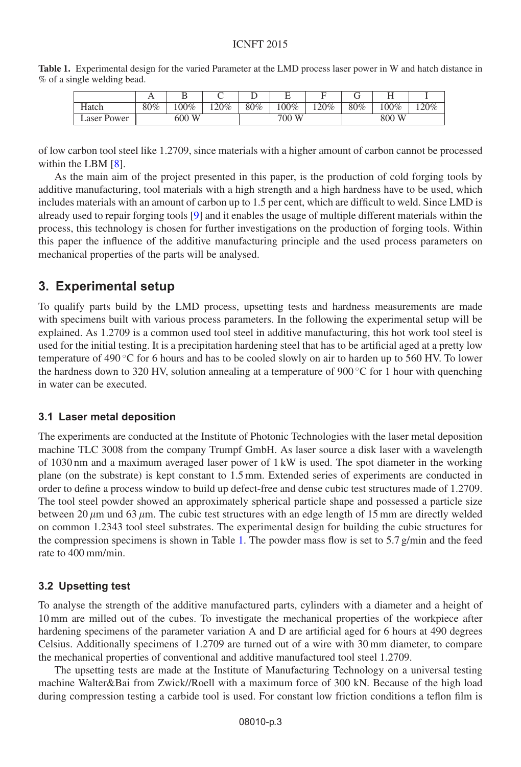**Table 1.** Experimental design for the varied Parameter at the LMD process laser power in W and hatch distance in % of a single welding bead.

| | A | B | C | D | E | F | G | H | I |
|---|---|---|---|---|---|---|---|---|---|
| Hatch | 80% | 100% | 120% | 80% | 100% | 120% | 80% | 100% | 120% |
| Laser Power | | 600 W | | | 700 W | | | 800 W | |

of low carbon tool steel like 1.2709, since materials with a higher amount of carbon cannot be processed within the LBM [8].

As the main aim of the project presented in this paper, is the production of cold forging tools by additive manufacturing, tool materials with a high strength and a high hardness have to be used, which includes materials with an amount of carbon up to 1.5 per cent, which are difficult to weld. Since LMD is already used to repair forging tools [9] and it enables the usage of multiple different materials within the process, this technology is chosen for further investigations on the production of forging tools. Within this paper the influence of the additive manufacturing principle and the used process parameters on mechanical properties of the parts will be analysed.

## 3. Experimental setup

To qualify parts build by the LMD process, upsetting tests and hardness measurements are made with specimens built with various process parameters. In the following the experimental setup will be explained. As 1.2709 is a common used tool steel in additive manufacturing, this hot work tool steel is used for the initial testing. It is a precipitation hardening steel that has to be artificial aged at a pretty low temperature of 490 °C for 6 hours and has to be cooled slowly on air to harden up to 560 HV. To lower the hardness down to 320 HV, solution annealing at a temperature of 900 °C for 1 hour with quenching in water can be executed.

### 3.1 Laser metal deposition

The experiments are conducted at the Institute of Photonic Technologies with the laser metal deposition machine TLC 3008 from the company Trumpf GmbH. As laser source a disk laser with a wavelength of 1030 nm and a maximum averaged laser power of 1 kW is used. The spot diameter in the working plane (on the substrate) is kept constant to 1.5 mm. Extended series of experiments are conducted in order to define a process window to build up defect-free and dense cubic test structures made of 1.2709. The tool steel powder showed an approximately spherical particle shape and possessed a particle size between 20 $\mu$m und 63 $\mu$m. The cubic test structures with an edge length of 15 mm are directly welded on common 1.2343 tool steel substrates. The experimental design for building the cubic structures for the compression specimens is shown in Table 1. The powder mass flow is set to 5.7 g/min and the feed rate to 400 mm/min.

### 3.2 Upsetting test

To analyse the strength of the additive manufactured parts, cylinders with a diameter and a height of 10 mm are milled out of the cubes. To investigate the mechanical properties of the workpiece after hardening specimens of the parameter variation A and D are artificial aged for 6 hours at 490 degrees Celsius. Additionally specimens of 1.2709 are turned out of a wire with 30 mm diameter, to compare the mechanical properties of conventional and additive manufactured tool steel 1.2709.

The upsetting tests are made at the Institute of Manufacturing Technology on a universal testing machine Walter&Bai from Zwick//Roell with a maximum force of 300 kN. Because of the high load during compression testing a carbide tool is used. For constant low friction conditions a teflon film is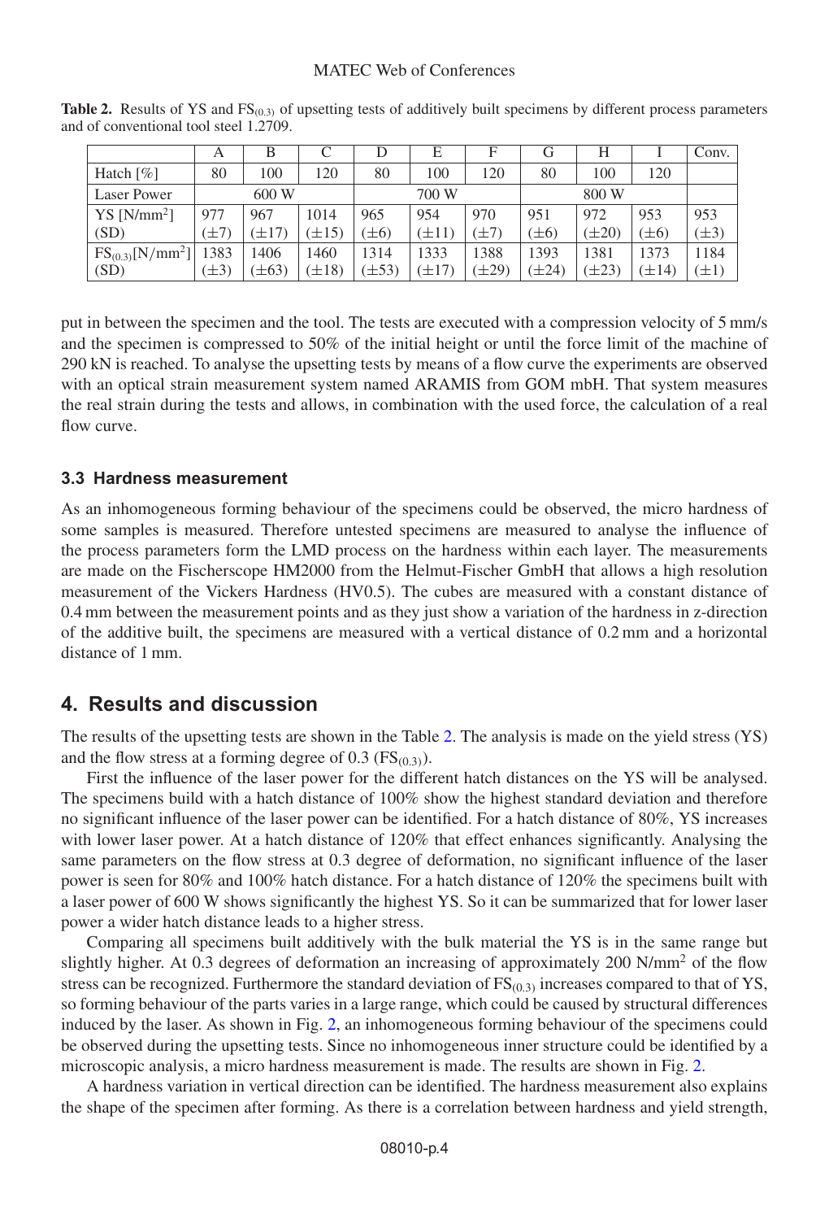**Table 2.** Results of YS and $FS_{(0.3)}$ of upsetting tests of additively built specimens by different process parameters and of conventional tool steel 1.2709.

| | A | B | C | D | E | F | G | H | I | Conv. |
|---|---|---|---|---|---|---|---|---|---|---|
| Hatch [%] | 80 | 100 | 120 | 80 | 100 | 120 | 80 | 100 | 120 | |
| Laser Power | | 600 W | | | 700 W | | | 800 W | | |
| YS [N/mm$^2$] (SD) | 977 (±7) | 967 (±17) | 1014 (±15) | 965 (±6) | 954 (±11) | 970 (±7) | 951 (±6) | 972 (±20) | 953 (±6) | 953 (±3) |
| $FS_{(0.3)}$[N/mm$^2$] (SD) | 1383 (±3) | 1406 (±63) | 1460 (±18) | 1314 (±53) | 1333 (±17) | 1388 (±29) | 1393 (±24) | 1381 (±23) | 1373 (±14) | 1184 (±1) |

put in between the specimen and the tool. The tests are executed with a compression velocity of 5 mm/s and the specimen is compressed to 50% of the initial height or until the force limit of the machine of 290 kN is reached. To analyse the upsetting tests by means of a flow curve the experiments are observed with an optical strain measurement system named ARAMIS from GOM mbH. That system measures the real strain during the tests and allows, in combination with the used force, the calculation of a real flow curve.

### 3.3 Hardness measurement

As an inhomogeneous forming behaviour of the specimens could be observed, the micro hardness of some samples is measured. Therefore untested specimens are measured to analyse the influence of the process parameters form the LMD process on the hardness within each layer. The measurements are made on the Fischerscope HM2000 from the Helmut-Fischer GmbH that allows a high resolution measurement of the Vickers Hardness (HV0.5). The cubes are measured with a constant distance of 0.4 mm between the measurement points and as they just show a variation of the hardness in z-direction of the additive built, the specimens are measured with a vertical distance of 0.2 mm and a horizontal distance of 1 mm.

## 4. Results and discussion

The results of the upsetting tests are shown in the Table 2. The analysis is made on the yield stress (YS) and the flow stress at a forming degree of 0.3 ($FS_{(0.3)}$).

First the influence of the laser power for the different hatch distances on the YS will be analysed. The specimens build with a hatch distance of 100% show the highest standard deviation and therefore no significant influence of the laser power can be identified. For a hatch distance of 80%, YS increases with lower laser power. At a hatch distance of 120% that effect enhances significantly. Analysing the same parameters on the flow stress at 0.3 degree of deformation, no significant influence of the laser power is seen for 80% and 100% hatch distance. For a hatch distance of 120% the specimens built with a laser power of 600 W shows significantly the highest YS. So it can be summarized that for lower laser power a wider hatch distance leads to a higher stress.

Comparing all specimens built additively with the bulk material the YS is in the same range but slightly higher. At 0.3 degrees of deformation an increasing of approximately 200 N/mm$^2$ of the flow stress can be recognized. Furthermore the standard deviation of $FS_{(0.3)}$ increases compared to that of YS, so forming behaviour of the parts varies in a large range, which could be caused by structural differences induced by the laser. As shown in Fig. 2, an inhomogeneous forming behaviour of the specimens could be observed during the upsetting tests. Since no inhomogeneous inner structure could be identified by a microscopic analysis, a micro hardness measurement is made. The results are shown in Fig. 2.

A hardness variation in vertical direction can be identified. The hardness measurement also explains the shape of the specimen after forming. As there is a correlation between hardness and yield strength,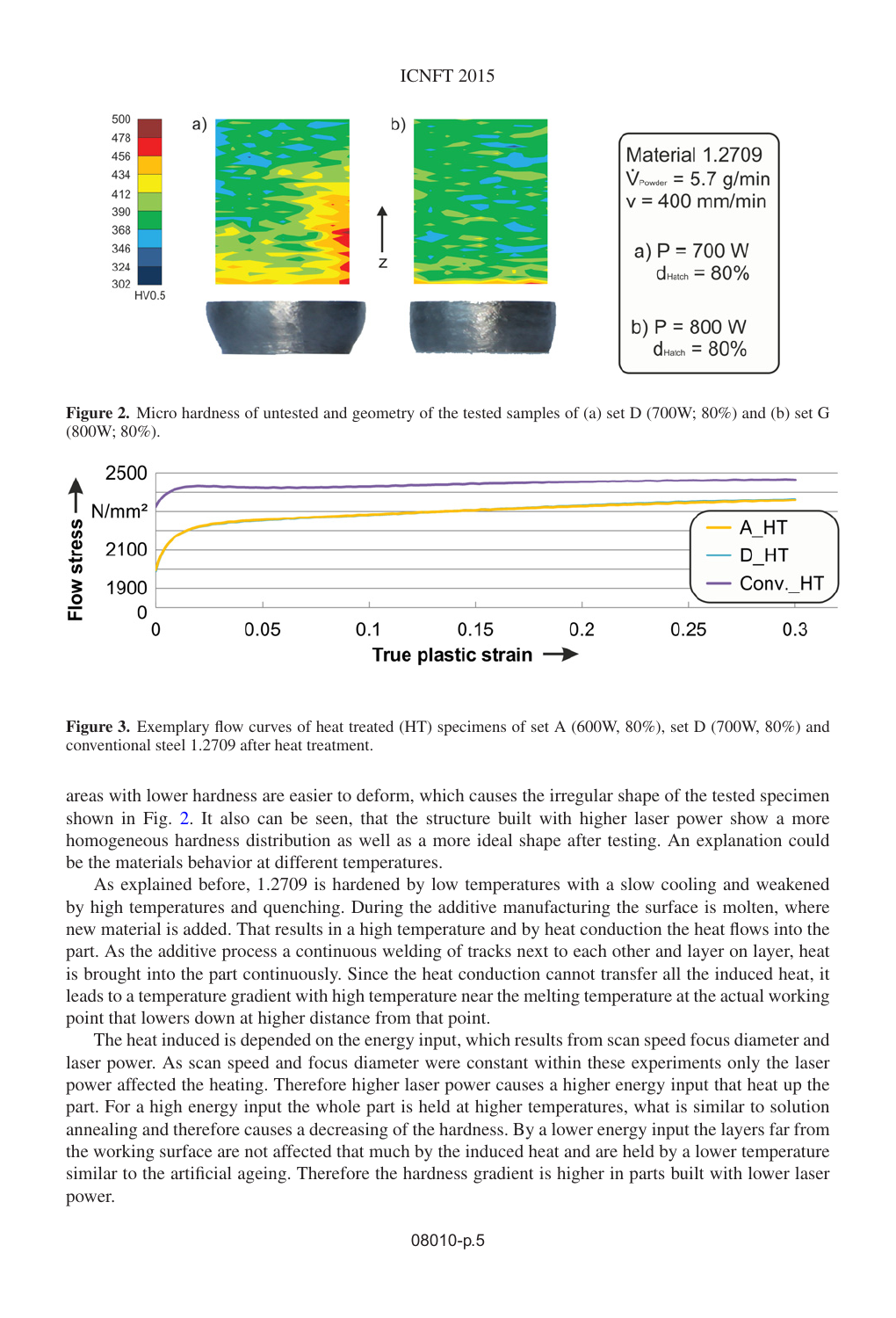**Figure 2.** Micro hardness of untested and geometry of the tested samples of (a) set D (700W; 80%) and (b) set G (800W; 80%).

**Figure 3.** Exemplary flow curves of heat treated (HT) specimens of set A (600W, 80%), set D (700W, 80%) and conventional steel 1.2709 after heat treatment.

areas with lower hardness are easier to deform, which causes the irregular shape of the tested specimen shown in Fig. 2. It also can be seen, that the structure built with higher laser power show a more homogeneous hardness distribution as well as a more ideal shape after testing. An explanation could be the materials behavior at different temperatures.

As explained before, 1.2709 is hardened by low temperatures with a slow cooling and weakened by high temperatures and quenching. During the additive manufacturing the surface is molten, where new material is added. That results in a high temperature and by heat conduction the heat flows into the part. As the additive process a continuous welding of tracks next to each other and layer on layer, heat is brought into the part continuously. Since the heat conduction cannot transfer all the induced heat, it leads to a temperature gradient with high temperature near the melting temperature at the actual working point that lowers down at higher distance from that point.

The heat induced is depended on the energy input, which results from scan speed focus diameter and laser power. As scan speed and focus diameter were constant within these experiments only the laser power affected the heating. Therefore higher laser power causes a higher energy input that heat up the part. For a high energy input the whole part is held at higher temperatures, what is similar to solution annealing and therefore causes a decreasing of the hardness. By a lower energy input the layers far from the working surface are not affected that much by the induced heat and are held by a lower temperature similar to the artificial ageing. Therefore the hardness gradient is higher in parts built with lower laser power.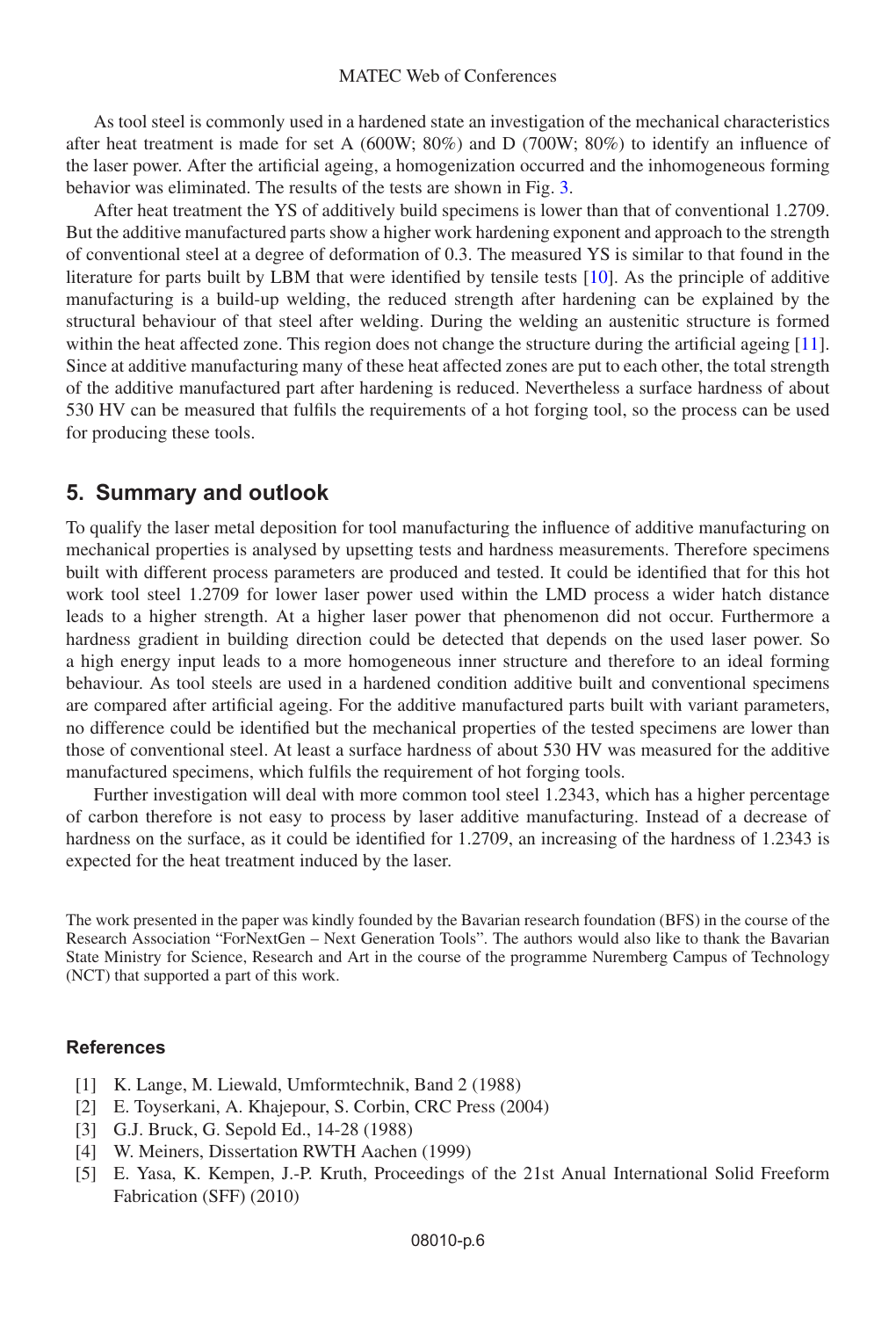As tool steel is commonly used in a hardened state an investigation of the mechanical characteristics after heat treatment is made for set A (600W; 80%) and D (700W; 80%) to identify an influence of the laser power. After the artificial ageing, a homogenization occurred and the inhomogeneous forming behavior was eliminated. The results of the tests are shown in Fig. 3.

After heat treatment the YS of additively build specimens is lower than that of conventional 1.2709. But the additive manufactured parts show a higher work hardening exponent and approach to the strength of conventional steel at a degree of deformation of 0.3. The measured YS is similar to that found in the literature for parts built by LBM that were identified by tensile tests [10]. As the principle of additive manufacturing is a build-up welding, the reduced strength after hardening can be explained by the structural behaviour of that steel after welding. During the welding an austenitic structure is formed within the heat affected zone. This region does not change the structure during the artificial ageing [11]. Since at additive manufacturing many of these heat affected zones are put to each other, the total strength of the additive manufactured part after hardening is reduced. Nevertheless a surface hardness of about 530 HV can be measured that fulfils the requirements of a hot forging tool, so the process can be used for producing these tools.

## 5. Summary and outlook

To qualify the laser metal deposition for tool manufacturing the influence of additive manufacturing on mechanical properties is analysed by upsetting tests and hardness measurements. Therefore specimens built with different process parameters are produced and tested. It could be identified that for this hot work tool steel 1.2709 for lower laser power used within the LMD process a wider hatch distance leads to a higher strength. At a higher laser power that phenomenon did not occur. Furthermore a hardness gradient in building direction could be detected that depends on the used laser power. So a high energy input leads to a more homogeneous inner structure and therefore to an ideal forming behaviour. As tool steels are used in a hardened condition additive built and conventional specimens are compared after artificial ageing. For the additive manufactured parts built with variant parameters, no difference could be identified but the mechanical properties of the tested specimens are lower than those of conventional steel. At least a surface hardness of about 530 HV was measured for the additive manufactured specimens, which fulfils the requirement of hot forging tools.

Further investigation will deal with more common tool steel 1.2343, which has a higher percentage of carbon therefore is not easy to process by laser additive manufacturing. Instead of a decrease of hardness on the surface, as it could be identified for 1.2709, an increasing of the hardness of 1.2343 is expected for the heat treatment induced by the laser.

The work presented in the paper was kindly founded by the Bavarian research foundation (BFS) in the course of the Research Association "ForNextGen – Next Generation Tools". The authors would also like to thank the Bavarian State Ministry for Science, Research and Art in the course of the programme Nuremberg Campus of Technology (NCT) that supported a part of this work.

### References

[1] K. Lange, M. Liewald, Umformtechnik, Band 2 (1988)

[2] E. Toyserkani, A. Khajepour, S. Corbin, CRC Press (2004)

[3] G.J. Bruck, G. Sepold Ed., 14-28 (1988)

[4] W. Meiners, Dissertation RWTH Aachen (1999)

[5] E. Yasa, K. Kempen, J.-P. Kruth, Proceedings of the 21st Anual International Solid Freeform Fabrication (SFF) (2010)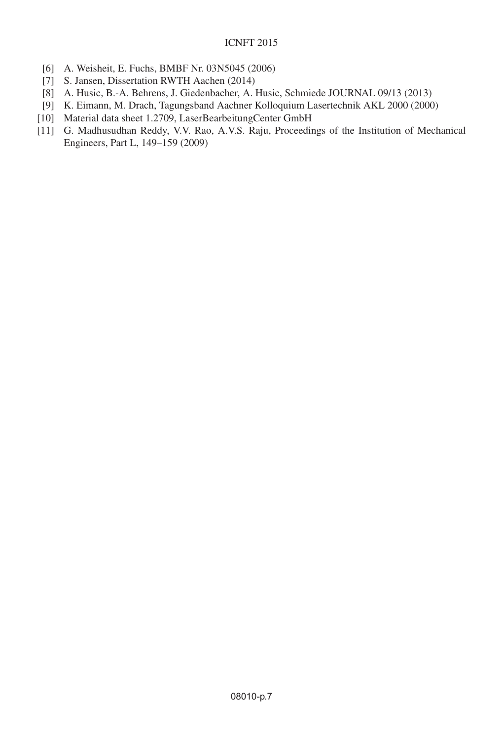[6] A. Weisheit, E. Fuchs, BMBF Nr. 03N5045 (2006)

[7] S. Jansen, Dissertation RWTH Aachen (2014)

[8] A. Husic, B.-A. Behrens, J. Giedenbacher, A. Husic, Schmiede JOURNAL 09/13 (2013)

[9] K. Eimann, M. Drach, Tagungsband Aachner Kolloquium Lasertechnik AKL 2000 (2000)

[10] Material data sheet 1.2709, LaserBearbeitungCenter GmbH

[11] G. Madhusudhan Reddy, V.V. Rao, A.V.S. Raju, Proceedings of the Institution of Mechanical Engineers, Part L, 149–159 (2009)